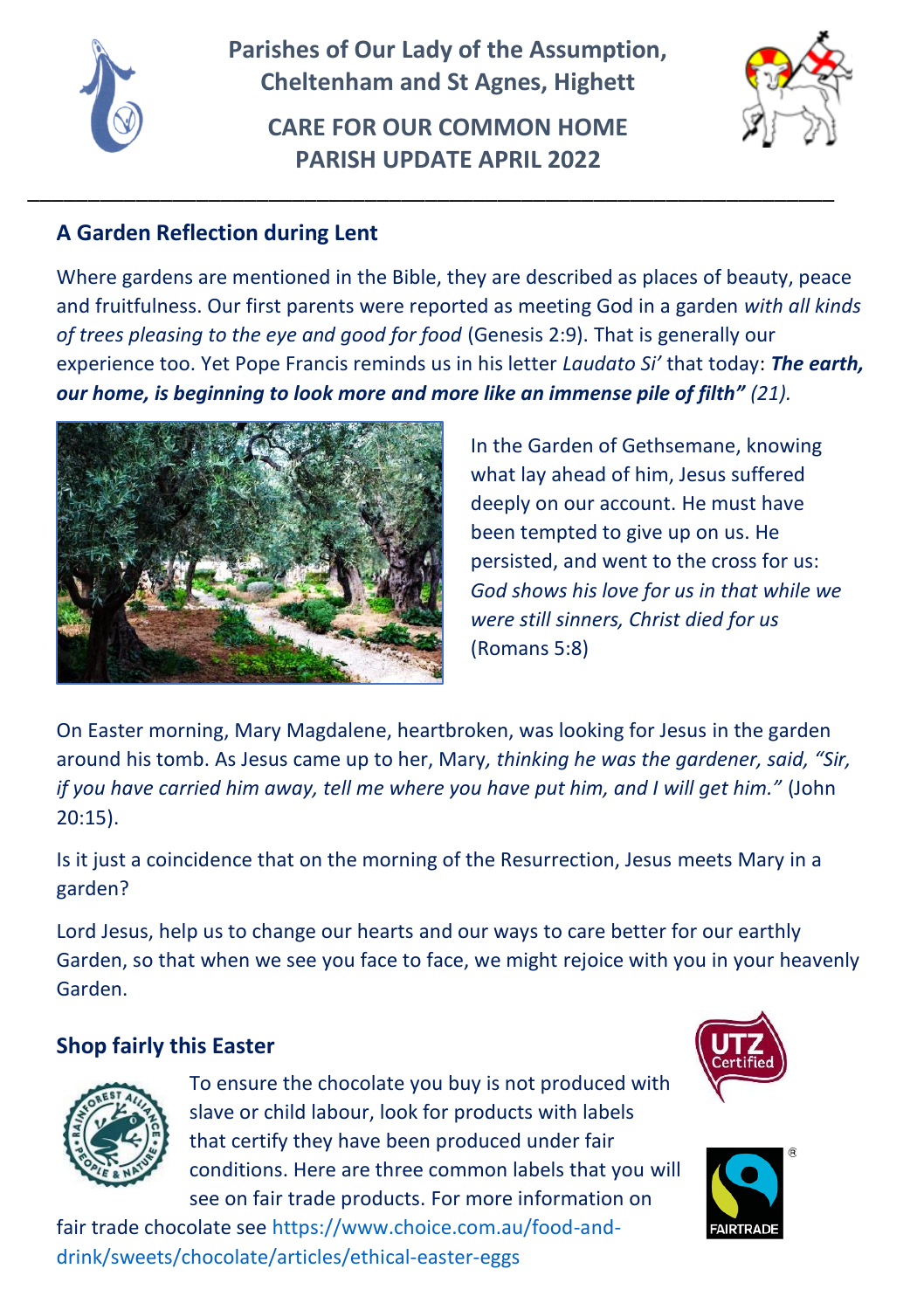# Parishes of Our Lady of the Assumption, Cheltenham and St Agnes, Highett

## CARE FOR OUR COMMON HOME PARISH UPDATE APRIL 2022

## A Garden Reflection during Lent

Where gardens are mentioned in the Bible, they are described as places of beauty, peace and fruitfulness. Our first parents were reported as meeting God in a garden *with all kinds of trees pleasing to the eye and good for food* (Genesis 2:9). That is generally our experience too. Yet Pope Francis reminds us in his letter *Laudato Si'* that today: ***The earth, our home, is beginning to look more and more like an immense pile of filth"*** *(21).*

In the Garden of Gethsemane, knowing what lay ahead of him, Jesus suffered deeply on our account. He must have been tempted to give up on us. He persisted, and went to the cross for us: *God shows his love for us in that while we were still sinners, Christ died for us* (Romans 5:8)

On Easter morning, Mary Magdalene, heartbroken, was looking for Jesus in the garden around his tomb. As Jesus came up to her, Mary*, thinking he was the gardener, said, "Sir, if you have carried him away, tell me where you have put him, and I will get him."* (John 20:15).

Is it just a coincidence that on the morning of the Resurrection, Jesus meets Mary in a garden?

Lord Jesus, help us to change our hearts and our ways to care better for our earthly Garden, so that when we see you face to face, we might rejoice with you in your heavenly Garden.

## Shop fairly this Easter

To ensure the chocolate you buy is not produced with slave or child labour, look for products with labels that certify they have been produced under fair conditions. Here are three common labels that you will see on fair trade products. For more information on fair trade chocolate see https://www.choice.com.au/food-and-drink/sweets/chocolate/articles/ethical-easter-eggs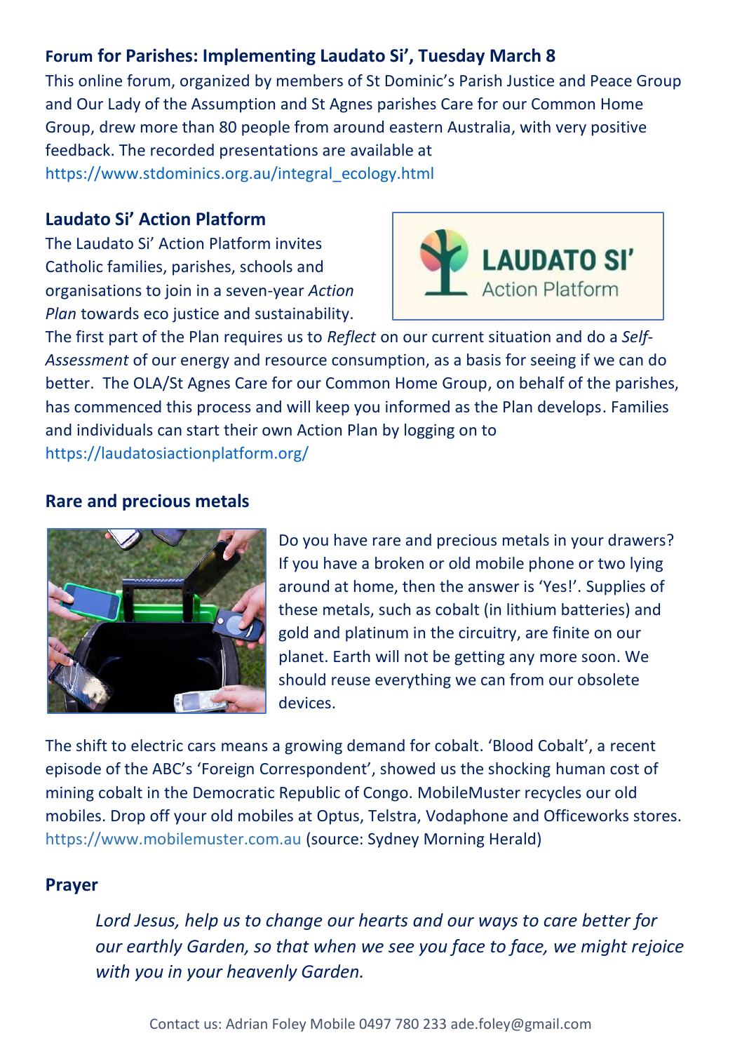### Forum for Parishes: Implementing Laudato Si', Tuesday March 8

This online forum, organized by members of St Dominic's Parish Justice and Peace Group and Our Lady of the Assumption and St Agnes parishes Care for our Common Home Group, drew more than 80 people from around eastern Australia, with very positive feedback. The recorded presentations are available at https://www.stdominics.org.au/integral_ecology.html

### Laudato Si' Action Platform

The Laudato Si' Action Platform invites Catholic families, parishes, schools and organisations to join in a seven-year *Action Plan* towards eco justice and sustainability. The first part of the Plan requires us to *Reflect* on our current situation and do a *Self-Assessment* of our energy and resource consumption, as a basis for seeing if we can do better. The OLA/St Agnes Care for our Common Home Group, on behalf of the parishes, has commenced this process and will keep you informed as the Plan develops. Families and individuals can start their own Action Plan by logging on to https://laudatosiactionplatform.org/

### Rare and precious metals

Do you have rare and precious metals in your drawers? If you have a broken or old mobile phone or two lying around at home, then the answer is 'Yes!'. Supplies of these metals, such as cobalt (in lithium batteries) and gold and platinum in the circuitry, are finite on our planet. Earth will not be getting any more soon. We should reuse everything we can from our obsolete devices.

The shift to electric cars means a growing demand for cobalt. 'Blood Cobalt', a recent episode of the ABC's 'Foreign Correspondent', showed us the shocking human cost of mining cobalt in the Democratic Republic of Congo. MobileMuster recycles our old mobiles. Drop off your old mobiles at Optus, Telstra, Vodaphone and Officeworks stores. https://www.mobilemuster.com.au (source: Sydney Morning Herald)

### Prayer

*Lord Jesus, help us to change our hearts and our ways to care better for our earthly Garden, so that when we see you face to face, we might rejoice with you in your heavenly Garden.*

Contact us: Adrian Foley Mobile 0497 780 233 ade.foley@gmail.com